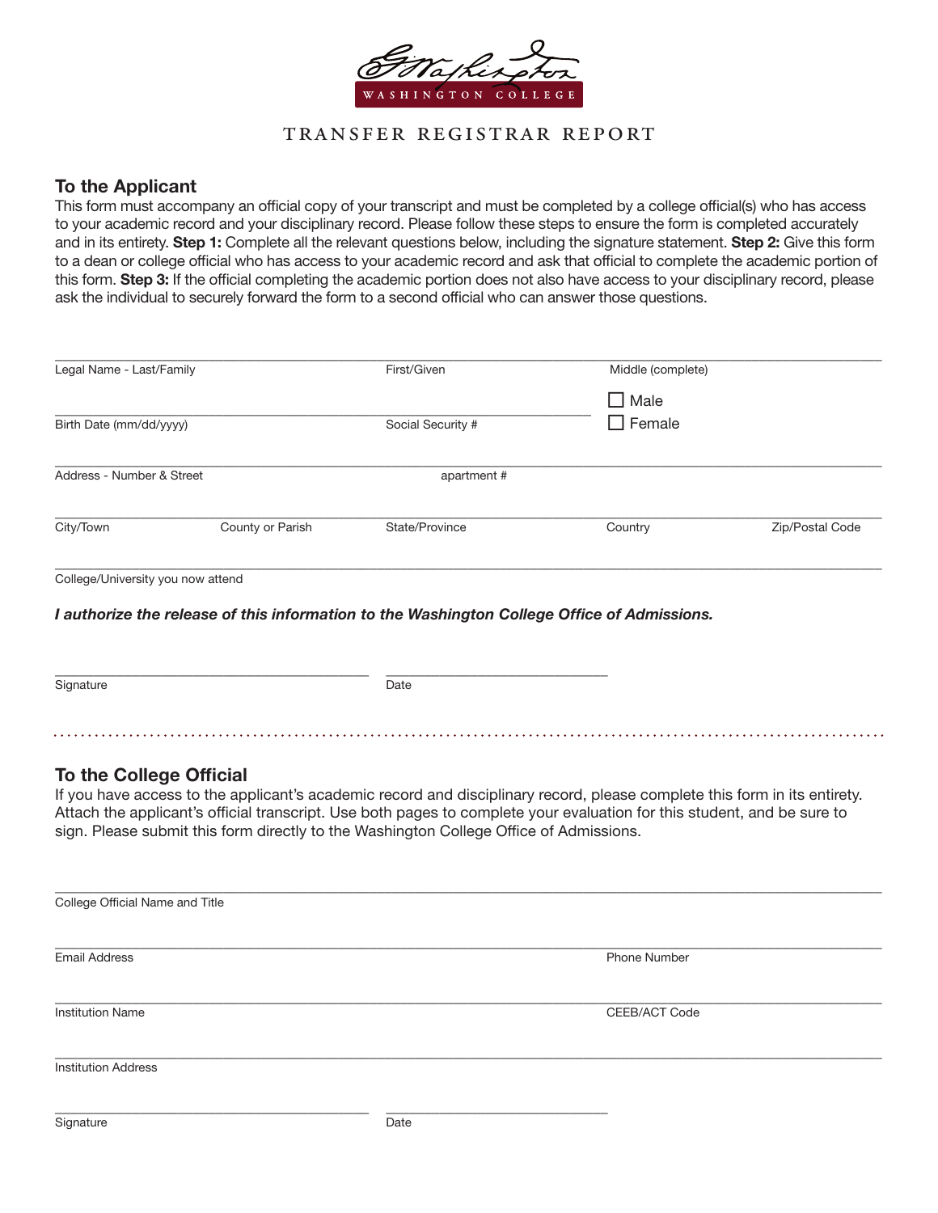WASHINGTON COLLEGE

# TRANSFER REGISTRAR REPORT

## To the Applicant

This form must accompany an official copy of your transcript and must be completed by a college official(s) who has access to your academic record and your disciplinary record. Please follow these steps to ensure the form is completed accurately and in its entirety. **Step 1:** Complete all the relevant questions below, including the signature statement. **Step 2:** Give this form to a dean or college official who has access to your academic record and ask that official to complete the academic portion of this form. **Step 3:** If the official completing the academic portion does not also have access to your disciplinary record, please ask the individual to securely forward the form to a second official who can answer those questions.

Legal Name - Last/Family ______________ First/Given ______________ Middle (complete) ______________

Birth Date (mm/dd/yyyy) ______________ Social Security # ______________ ☐ Male ☐ Female

Address - Number & Street ______________ apartment # ______________

City/Town ______________ County or Parish ______________ State/Province ______________ Country ______________ Zip/Postal Code ______________

College/University you now attend ______________

***I authorize the release of this information to the Washington College Office of Admissions.***

Signature ______________ Date ______________

## To the College Official

If you have access to the applicant's academic record and disciplinary record, please complete this form in its entirety. Attach the applicant's official transcript. Use both pages to complete your evaluation for this student, and be sure to sign. Please submit this form directly to the Washington College Office of Admissions.

College Official Name and Title ______________

Email Address ______________ Phone Number ______________

Institution Name ______________ CEEB/ACT Code ______________

Institution Address ______________

Signature ______________ Date ______________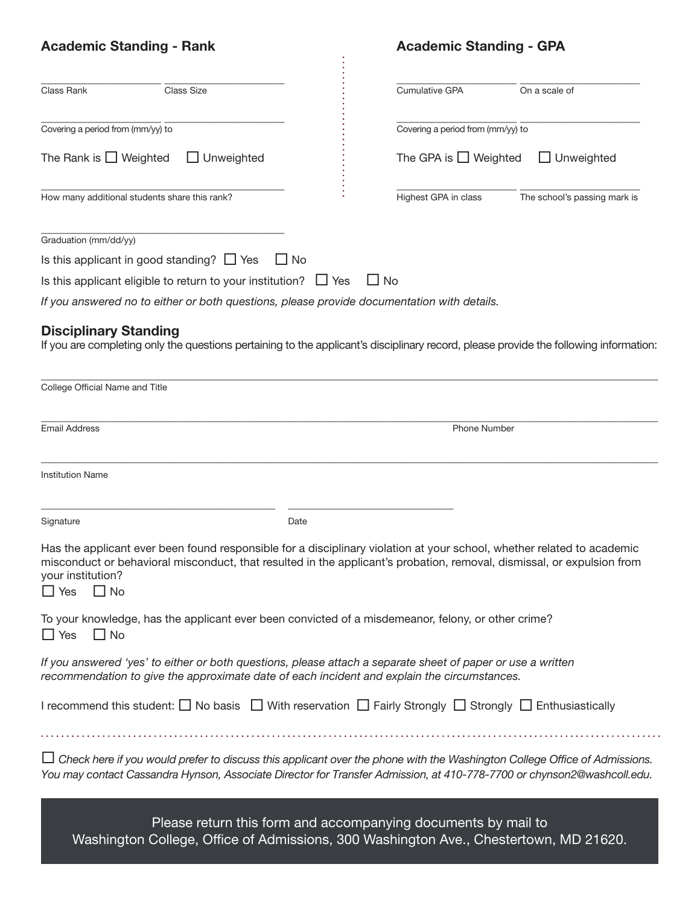## Academic Standing - Rank

Class Rank ______ Class Size ______

Covering a period from (mm/yy) to ______

The Rank is ☐ Weighted ☐ Unweighted

How many additional students share this rank? ______

## Academic Standing - GPA

Cumulative GPA ______ On a scale of ______

Covering a period from (mm/yy) to ______

The GPA is ☐ Weighted ☐ Unweighted

Highest GPA in class ______ The school's passing mark is ______

Graduation (mm/dd/yy) ______

Is this applicant in good standing? ☐ Yes ☐ No

Is this applicant eligible to return to your institution? ☐ Yes ☐ No

*If you answered no to either or both questions, please provide documentation with details.*

## Disciplinary Standing

If you are completing only the questions pertaining to the applicant's disciplinary record, please provide the following information:

College Official Name and Title ______

Email Address ______ Phone Number ______

Institution Name ______

Signature ______ Date ______

Has the applicant ever been found responsible for a disciplinary violation at your school, whether related to academic misconduct or behavioral misconduct, that resulted in the applicant's probation, removal, dismissal, or expulsion from your institution?

☐ Yes ☐ No

To your knowledge, has the applicant ever been convicted of a misdemeanor, felony, or other crime?

☐ Yes ☐ No

*If you answered 'yes' to either or both questions, please attach a separate sheet of paper or use a written recommendation to give the approximate date of each incident and explain the circumstances.*

I recommend this student: ☐ No basis ☐ With reservation ☐ Fairly Strongly ☐ Strongly ☐ Enthusiastically

☐ *Check here if you would prefer to discuss this applicant over the phone with the Washington College Office of Admissions. You may contact Cassandra Hynson, Associate Director for Transfer Admission, at 410-778-7700 or chynson2@washcoll.edu.*

Please return this form and accompanying documents by mail to Washington College, Office of Admissions, 300 Washington Ave., Chestertown, MD 21620.